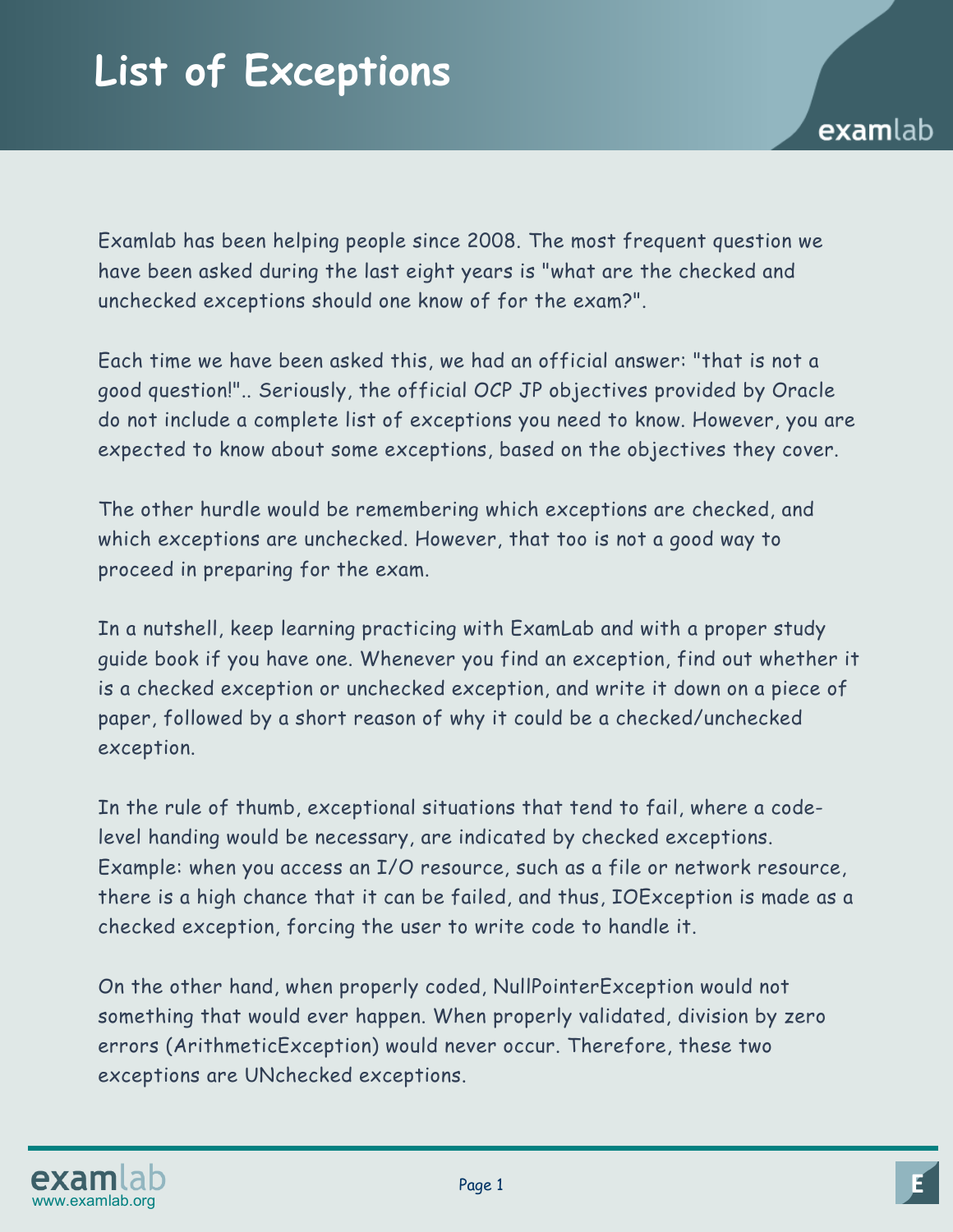# List of Exceptions

Examlab has been helping people since 2008. The most frequent question we have been asked during the last eight years is "what are the checked and unchecked exceptions should one know of for the exam?".

Each time we have been asked this, we had an official answer: "that is not a good question!".. Seriously, the official OCP JP objectives provided by Oracle do not include a complete list of exceptions you need to know. However, you are expected to know about some exceptions, based on the objectives they cover.

The other hurdle would be remembering which exceptions are checked, and which exceptions are unchecked. However, that too is not a good way to proceed in preparing for the exam.

In a nutshell, keep learning practicing with ExamLab and with a proper study guide book if you have one. Whenever you find an exception, find out whether it is a checked exception or unchecked exception, and write it down on a piece of paper, followed by a short reason of why it could be a checked/unchecked exception.

In the rule of thumb, exceptional situations that tend to fail, where a code-level handing would be necessary, are indicated by checked exceptions. Example: when you access an I/O resource, such as a file or network resource, there is a high chance that it can be failed, and thus, IOException is made as a checked exception, forcing the user to write code to handle it.

On the other hand, when properly coded, NullPointerException would not something that would ever happen. When properly validated, division by zero errors (ArithmeticException) would never occur. Therefore, these two exceptions are UNchecked exceptions.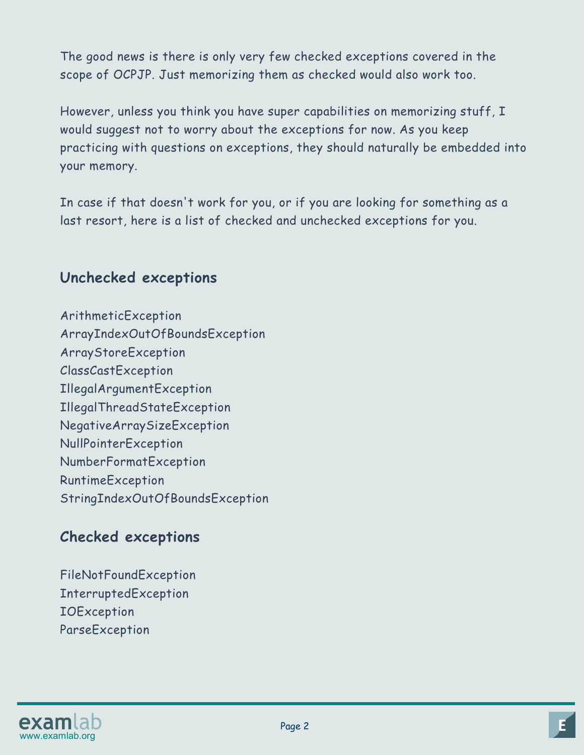The good news is there is only very few checked exceptions covered in the scope of OCPJP. Just memorizing them as checked would also work too.

However, unless you think you have super capabilities on memorizing stuff, I would suggest not to worry about the exceptions for now. As you keep practicing with questions on exceptions, they should naturally be embedded into your memory.

In case if that doesn't work for you, or if you are looking for something as a last resort, here is a list of checked and unchecked exceptions for you.

## Unchecked exceptions

ArithmeticException
ArrayIndexOutOfBoundsException
ArrayStoreException
ClassCastException
IllegalArgumentException
IllegalThreadStateException
NegativeArraySizeException
NullPointerException
NumberFormatException
RuntimeException
StringIndexOutOfBoundsException

## Checked exceptions

FileNotFoundException
InterruptedException
IOException
ParseException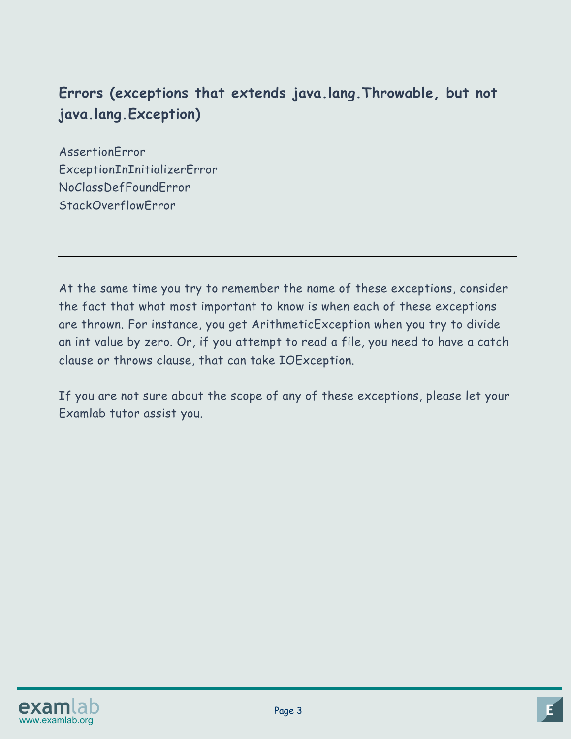## Errors (exceptions that extends java.lang.Throwable, but not java.lang.Exception)

AssertionError
ExceptionInInitializerError
NoClassDefFoundError
StackOverflowError

---

At the same time you try to remember the name of these exceptions, consider the fact that what most important to know is when each of these exceptions are thrown. For instance, you get ArithmeticException when you try to divide an int value by zero. Or, if you attempt to read a file, you need to have a catch clause or throws clause, that can take IOException.

If you are not sure about the scope of any of these exceptions, please let your Examlab tutor assist you.